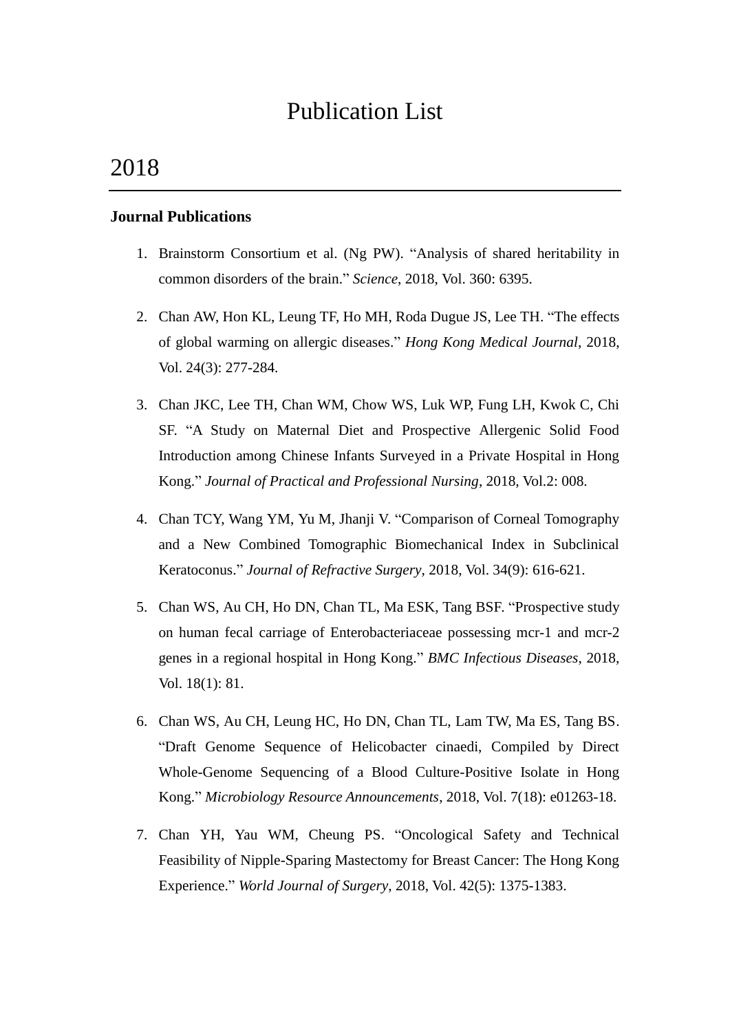# Publication List

## 2018

### Journal Publications

1. Brainstorm Consortium et al. (Ng PW). "Analysis of shared heritability in common disorders of the brain." *Science*, 2018, Vol. 360: 6395.

2. Chan AW, Hon KL, Leung TF, Ho MH, Roda Dugue JS, Lee TH. "The effects of global warming on allergic diseases." *Hong Kong Medical Journal*, 2018, Vol. 24(3): 277-284.

3. Chan JKC, Lee TH, Chan WM, Chow WS, Luk WP, Fung LH, Kwok C, Chi SF. "A Study on Maternal Diet and Prospective Allergenic Solid Food Introduction among Chinese Infants Surveyed in a Private Hospital in Hong Kong." *Journal of Practical and Professional Nursing*, 2018, Vol.2: 008.

4. Chan TCY, Wang YM, Yu M, Jhanji V. "Comparison of Corneal Tomography and a New Combined Tomographic Biomechanical Index in Subclinical Keratoconus." *Journal of Refractive Surgery*, 2018, Vol. 34(9): 616-621.

5. Chan WS, Au CH, Ho DN, Chan TL, Ma ESK, Tang BSF. "Prospective study on human fecal carriage of Enterobacteriaceae possessing mcr-1 and mcr-2 genes in a regional hospital in Hong Kong." *BMC Infectious Diseases*, 2018, Vol. 18(1): 81.

6. Chan WS, Au CH, Leung HC, Ho DN, Chan TL, Lam TW, Ma ES, Tang BS. "Draft Genome Sequence of Helicobacter cinaedi, Compiled by Direct Whole-Genome Sequencing of a Blood Culture-Positive Isolate in Hong Kong." *Microbiology Resource Announcements*, 2018, Vol. 7(18): e01263-18.

7. Chan YH, Yau WM, Cheung PS. "Oncological Safety and Technical Feasibility of Nipple-Sparing Mastectomy for Breast Cancer: The Hong Kong Experience." *World Journal of Surgery*, 2018, Vol. 42(5): 1375-1383.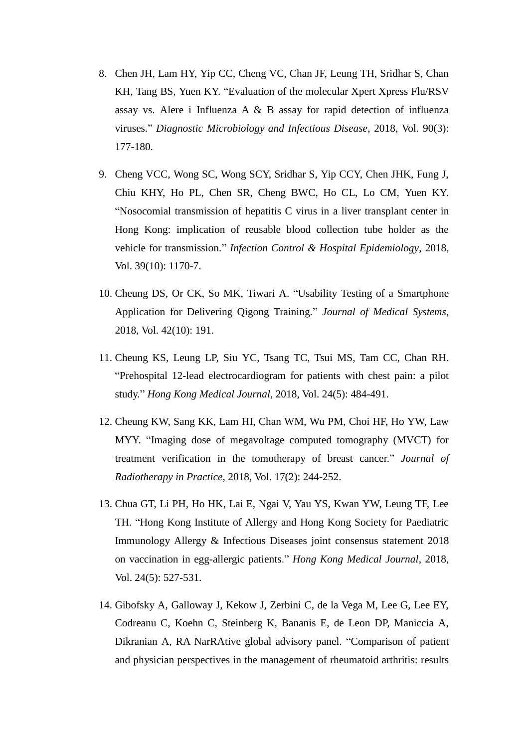8. Chen JH, Lam HY, Yip CC, Cheng VC, Chan JF, Leung TH, Sridhar S, Chan KH, Tang BS, Yuen KY. “Evaluation of the molecular Xpert Xpress Flu/RSV assay vs. Alere i Influenza A & B assay for rapid detection of influenza viruses.” *Diagnostic Microbiology and Infectious Disease*, 2018, Vol. 90(3): 177-180.

9. Cheng VCC, Wong SC, Wong SCY, Sridhar S, Yip CCY, Chen JHK, Fung J, Chiu KHY, Ho PL, Chen SR, Cheng BWC, Ho CL, Lo CM, Yuen KY. “Nosocomial transmission of hepatitis C virus in a liver transplant center in Hong Kong: implication of reusable blood collection tube holder as the vehicle for transmission.” *Infection Control & Hospital Epidemiology*, 2018, Vol. 39(10): 1170-7.

10. Cheung DS, Or CK, So MK, Tiwari A. “Usability Testing of a Smartphone Application for Delivering Qigong Training.” *Journal of Medical Systems*, 2018, Vol. 42(10): 191.

11. Cheung KS, Leung LP, Siu YC, Tsang TC, Tsui MS, Tam CC, Chan RH. “Prehospital 12-lead electrocardiogram for patients with chest pain: a pilot study.” *Hong Kong Medical Journal*, 2018, Vol. 24(5): 484-491.

12. Cheung KW, Sang KK, Lam HI, Chan WM, Wu PM, Choi HF, Ho YW, Law MYY. “Imaging dose of megavoltage computed tomography (MVCT) for treatment verification in the tomotherapy of breast cancer.” *Journal of Radiotherapy in Practice*, 2018, Vol. 17(2): 244-252.

13. Chua GT, Li PH, Ho HK, Lai E, Ngai V, Yau YS, Kwan YW, Leung TF, Lee TH. “Hong Kong Institute of Allergy and Hong Kong Society for Paediatric Immunology Allergy & Infectious Diseases joint consensus statement 2018 on vaccination in egg-allergic patients.” *Hong Kong Medical Journal*, 2018, Vol. 24(5): 527-531.

14. Gibofsky A, Galloway J, Kekow J, Zerbini C, de la Vega M, Lee G, Lee EY, Codreanu C, Koehn C, Steinberg K, Bananis E, de Leon DP, Maniccia A, Dikranian A, RA NarRAtive global advisory panel. “Comparison of patient and physician perspectives in the management of rheumatoid arthritis: results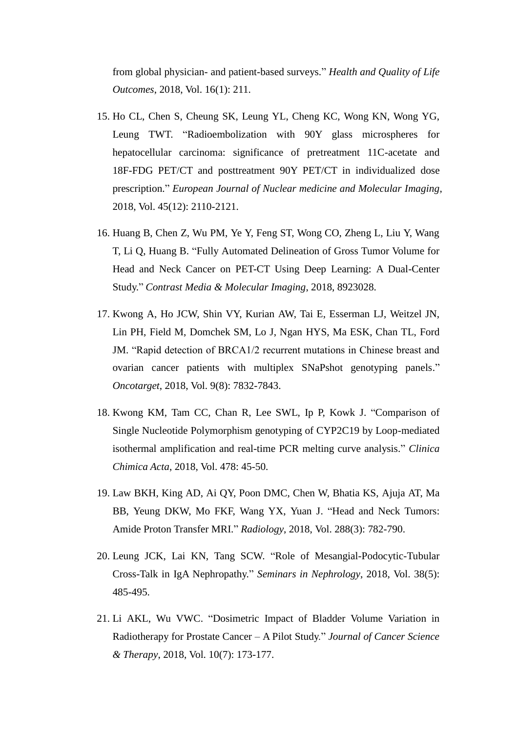from global physician- and patient-based surveys." *Health and Quality of Life Outcomes*, 2018, Vol. 16(1): 211.

15. Ho CL, Chen S, Cheung SK, Leung YL, Cheng KC, Wong KN, Wong YG, Leung TWT. "Radioembolization with 90Y glass microspheres for hepatocellular carcinoma: significance of pretreatment 11C-acetate and 18F-FDG PET/CT and posttreatment 90Y PET/CT in individualized dose prescription." *European Journal of Nuclear medicine and Molecular Imaging*, 2018, Vol. 45(12): 2110-2121.

16. Huang B, Chen Z, Wu PM, Ye Y, Feng ST, Wong CO, Zheng L, Liu Y, Wang T, Li Q, Huang B. "Fully Automated Delineation of Gross Tumor Volume for Head and Neck Cancer on PET-CT Using Deep Learning: A Dual-Center Study." *Contrast Media & Molecular Imaging*, 2018, 8923028.

17. Kwong A, Ho JCW, Shin VY, Kurian AW, Tai E, Esserman LJ, Weitzel JN, Lin PH, Field M, Domchek SM, Lo J, Ngan HYS, Ma ESK, Chan TL, Ford JM. "Rapid detection of BRCA1/2 recurrent mutations in Chinese breast and ovarian cancer patients with multiplex SNaPshot genotyping panels." *Oncotarget*, 2018, Vol. 9(8): 7832-7843.

18. Kwong KM, Tam CC, Chan R, Lee SWL, Ip P, Kowk J. "Comparison of Single Nucleotide Polymorphism genotyping of CYP2C19 by Loop-mediated isothermal amplification and real-time PCR melting curve analysis." *Clinica Chimica Acta*, 2018, Vol. 478: 45-50.

19. Law BKH, King AD, Ai QY, Poon DMC, Chen W, Bhatia KS, Ajuja AT, Ma BB, Yeung DKW, Mo FKF, Wang YX, Yuan J. "Head and Neck Tumors: Amide Proton Transfer MRI." *Radiology*, 2018, Vol. 288(3): 782-790.

20. Leung JCK, Lai KN, Tang SCW. "Role of Mesangial-Podocytic-Tubular Cross-Talk in IgA Nephropathy." *Seminars in Nephrology*, 2018, Vol. 38(5): 485-495.

21. Li AKL, Wu VWC. "Dosimetric Impact of Bladder Volume Variation in Radiotherapy for Prostate Cancer – A Pilot Study." *Journal of Cancer Science & Therapy*, 2018, Vol. 10(7): 173-177.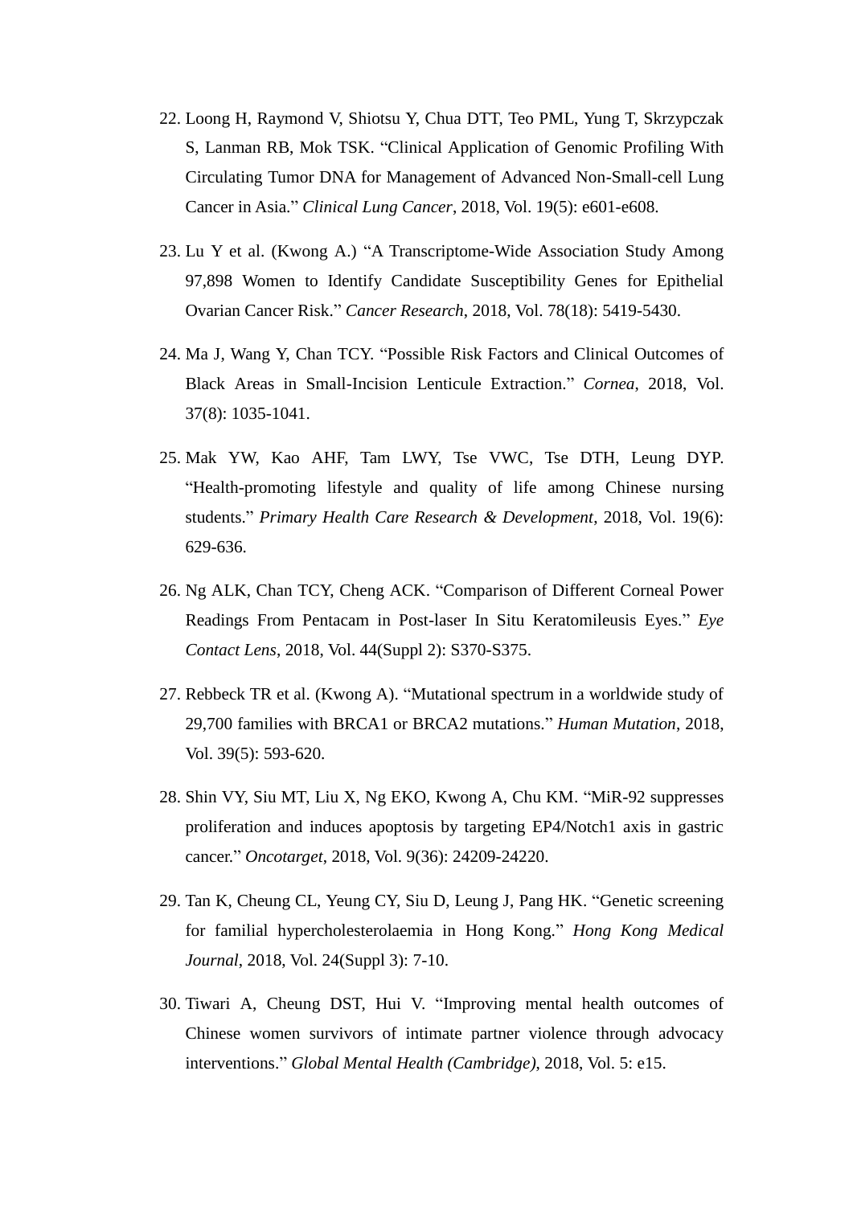22. Loong H, Raymond V, Shiotsu Y, Chua DTT, Teo PML, Yung T, Skrzypczak S, Lanman RB, Mok TSK. “Clinical Application of Genomic Profiling With Circulating Tumor DNA for Management of Advanced Non-Small-cell Lung Cancer in Asia.” *Clinical Lung Cancer*, 2018, Vol. 19(5): e601-e608.

23. Lu Y et al. (Kwong A.) “A Transcriptome-Wide Association Study Among 97,898 Women to Identify Candidate Susceptibility Genes for Epithelial Ovarian Cancer Risk.” *Cancer Research*, 2018, Vol. 78(18): 5419-5430.

24. Ma J, Wang Y, Chan TCY. “Possible Risk Factors and Clinical Outcomes of Black Areas in Small-Incision Lenticule Extraction.” *Cornea*, 2018, Vol. 37(8): 1035-1041.

25. Mak YW, Kao AHF, Tam LWY, Tse VWC, Tse DTH, Leung DYP. “Health-promoting lifestyle and quality of life among Chinese nursing students.” *Primary Health Care Research & Development*, 2018, Vol. 19(6): 629-636.

26. Ng ALK, Chan TCY, Cheng ACK. “Comparison of Different Corneal Power Readings From Pentacam in Post-laser In Situ Keratomileusis Eyes.” *Eye Contact Lens*, 2018, Vol. 44(Suppl 2): S370-S375.

27. Rebbeck TR et al. (Kwong A). “Mutational spectrum in a worldwide study of 29,700 families with BRCA1 or BRCA2 mutations.” *Human Mutation*, 2018, Vol. 39(5): 593-620.

28. Shin VY, Siu MT, Liu X, Ng EKO, Kwong A, Chu KM. “MiR-92 suppresses proliferation and induces apoptosis by targeting EP4/Notch1 axis in gastric cancer.” *Oncotarget*, 2018, Vol. 9(36): 24209-24220.

29. Tan K, Cheung CL, Yeung CY, Siu D, Leung J, Pang HK. “Genetic screening for familial hypercholesterolaemia in Hong Kong.” *Hong Kong Medical Journal*, 2018, Vol. 24(Suppl 3): 7-10.

30. Tiwari A, Cheung DST, Hui V. “Improving mental health outcomes of Chinese women survivors of intimate partner violence through advocacy interventions.” *Global Mental Health (Cambridge)*, 2018, Vol. 5: e15.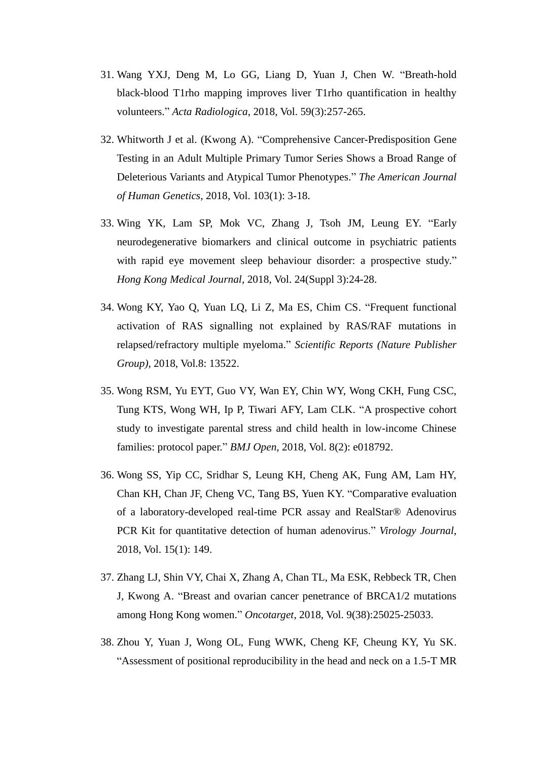31. Wang YXJ, Deng M, Lo GG, Liang D, Yuan J, Chen W. "Breath-hold black-blood T1rho mapping improves liver T1rho quantification in healthy volunteers." *Acta Radiologica*, 2018, Vol. 59(3):257-265.

32. Whitworth J et al. (Kwong A). "Comprehensive Cancer-Predisposition Gene Testing in an Adult Multiple Primary Tumor Series Shows a Broad Range of Deleterious Variants and Atypical Tumor Phenotypes." *The American Journal of Human Genetics*, 2018, Vol. 103(1): 3-18.

33. Wing YK, Lam SP, Mok VC, Zhang J, Tsoh JM, Leung EY. "Early neurodegenerative biomarkers and clinical outcome in psychiatric patients with rapid eye movement sleep behaviour disorder: a prospective study." *Hong Kong Medical Journal*, 2018, Vol. 24(Suppl 3):24-28.

34. Wong KY, Yao Q, Yuan LQ, Li Z, Ma ES, Chim CS. "Frequent functional activation of RAS signalling not explained by RAS/RAF mutations in relapsed/refractory multiple myeloma." *Scientific Reports (Nature Publisher Group)*, 2018, Vol.8: 13522.

35. Wong RSM, Yu EYT, Guo VY, Wan EY, Chin WY, Wong CKH, Fung CSC, Tung KTS, Wong WH, Ip P, Tiwari AFY, Lam CLK. "A prospective cohort study to investigate parental stress and child health in low-income Chinese families: protocol paper." *BMJ Open*, 2018, Vol. 8(2): e018792.

36. Wong SS, Yip CC, Sridhar S, Leung KH, Cheng AK, Fung AM, Lam HY, Chan KH, Chan JF, Cheng VC, Tang BS, Yuen KY. "Comparative evaluation of a laboratory-developed real-time PCR assay and RealStar® Adenovirus PCR Kit for quantitative detection of human adenovirus." *Virology Journal*, 2018, Vol. 15(1): 149.

37. Zhang LJ, Shin VY, Chai X, Zhang A, Chan TL, Ma ESK, Rebbeck TR, Chen J, Kwong A. "Breast and ovarian cancer penetrance of BRCA1/2 mutations among Hong Kong women." *Oncotarget*, 2018, Vol. 9(38):25025-25033.

38. Zhou Y, Yuan J, Wong OL, Fung WWK, Cheng KF, Cheung KY, Yu SK. "Assessment of positional reproducibility in the head and neck on a 1.5-T MR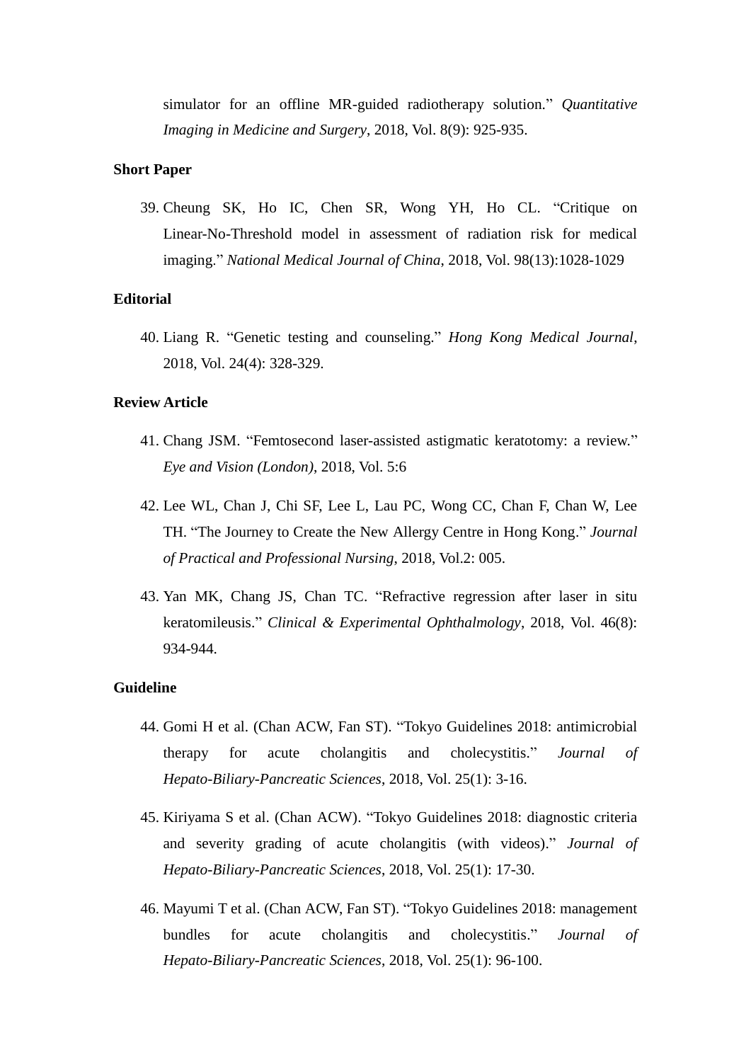simulator for an offline MR-guided radiotherapy solution." *Quantitative Imaging in Medicine and Surgery*, 2018, Vol. 8(9): 925-935.

**Short Paper**

39. Cheung SK, Ho IC, Chen SR, Wong YH, Ho CL. "Critique on Linear-No-Threshold model in assessment of radiation risk for medical imaging." *National Medical Journal of China*, 2018, Vol. 98(13):1028-1029

**Editorial**

40. Liang R. "Genetic testing and counseling." *Hong Kong Medical Journal*, 2018, Vol. 24(4): 328-329.

**Review Article**

41. Chang JSM. "Femtosecond laser-assisted astigmatic keratotomy: a review." *Eye and Vision (London)*, 2018, Vol. 5:6

42. Lee WL, Chan J, Chi SF, Lee L, Lau PC, Wong CC, Chan F, Chan W, Lee TH. "The Journey to Create the New Allergy Centre in Hong Kong." *Journal of Practical and Professional Nursing*, 2018, Vol.2: 005.

43. Yan MK, Chang JS, Chan TC. "Refractive regression after laser in situ keratomileusis." *Clinical & Experimental Ophthalmology*, 2018, Vol. 46(8): 934-944.

**Guideline**

44. Gomi H et al. (Chan ACW, Fan ST). "Tokyo Guidelines 2018: antimicrobial therapy for acute cholangitis and cholecystitis." *Journal of Hepato-Biliary-Pancreatic Sciences*, 2018, Vol. 25(1): 3-16.

45. Kiriyama S et al. (Chan ACW). "Tokyo Guidelines 2018: diagnostic criteria and severity grading of acute cholangitis (with videos)." *Journal of Hepato-Biliary-Pancreatic Sciences*, 2018, Vol. 25(1): 17-30.

46. Mayumi T et al. (Chan ACW, Fan ST). "Tokyo Guidelines 2018: management bundles for acute cholangitis and cholecystitis." *Journal of Hepato-Biliary-Pancreatic Sciences*, 2018, Vol. 25(1): 96-100.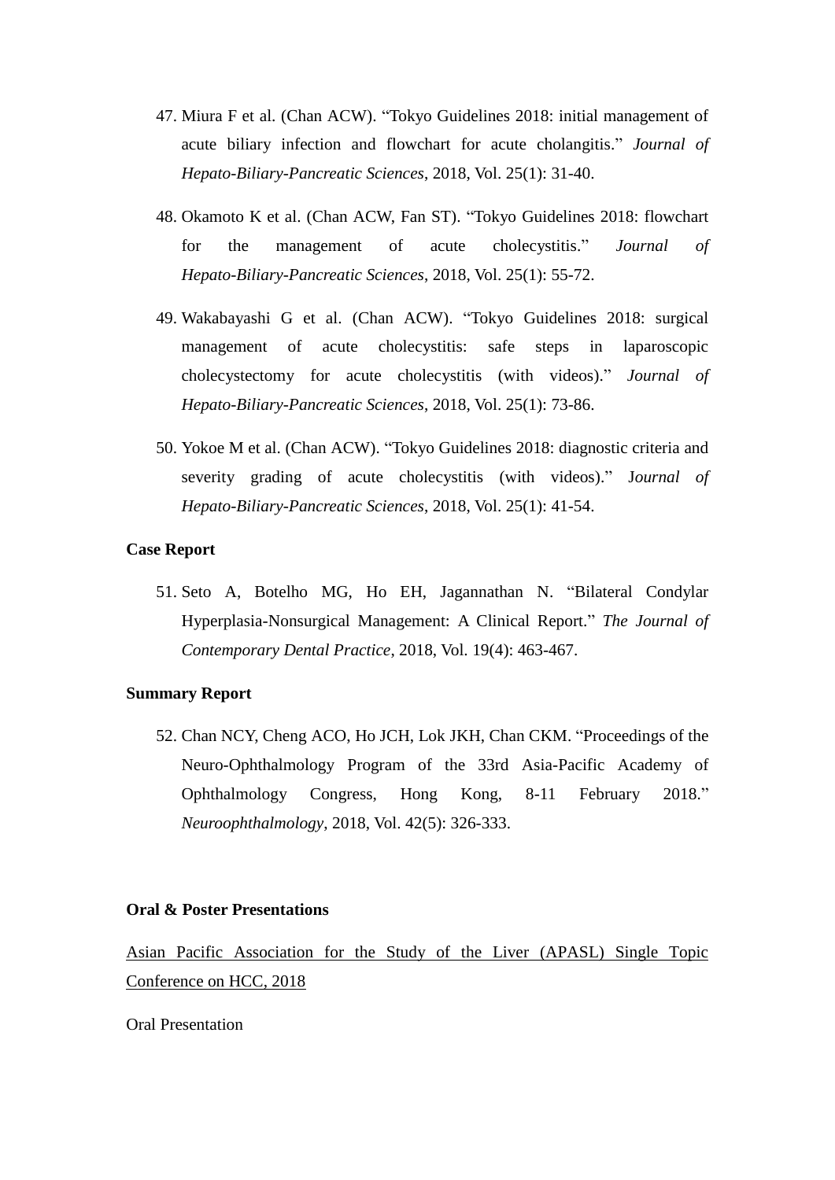47. Miura F et al. (Chan ACW). "Tokyo Guidelines 2018: initial management of acute biliary infection and flowchart for acute cholangitis." *Journal of Hepato-Biliary-Pancreatic Sciences*, 2018, Vol. 25(1): 31-40.

48. Okamoto K et al. (Chan ACW, Fan ST). "Tokyo Guidelines 2018: flowchart for the management of acute cholecystitis." *Journal of Hepato-Biliary-Pancreatic Sciences*, 2018, Vol. 25(1): 55-72.

49. Wakabayashi G et al. (Chan ACW). "Tokyo Guidelines 2018: surgical management of acute cholecystitis: safe steps in laparoscopic cholecystectomy for acute cholecystitis (with videos)." *Journal of Hepato-Biliary-Pancreatic Sciences*, 2018, Vol. 25(1): 73-86.

50. Yokoe M et al. (Chan ACW). "Tokyo Guidelines 2018: diagnostic criteria and severity grading of acute cholecystitis (with videos)." J*ournal of Hepato-Biliary-Pancreatic Sciences*, 2018, Vol. 25(1): 41-54.

**Case Report**

51. Seto A, Botelho MG, Ho EH, Jagannathan N. "Bilateral Condylar Hyperplasia-Nonsurgical Management: A Clinical Report." *The Journal of Contemporary Dental Practice*, 2018, Vol. 19(4): 463-467.

**Summary Report**

52. Chan NCY, Cheng ACO, Ho JCH, Lok JKH, Chan CKM. "Proceedings of the Neuro-Ophthalmology Program of the 33rd Asia-Pacific Academy of Ophthalmology Congress, Hong Kong, 8-11 February 2018." *Neuroophthalmology*, 2018, Vol. 42(5): 326-333.

**Oral & Poster Presentations**

<u>Asian Pacific Association for the Study of the Liver (APASL) Single Topic Conference on HCC, 2018</u>

Oral Presentation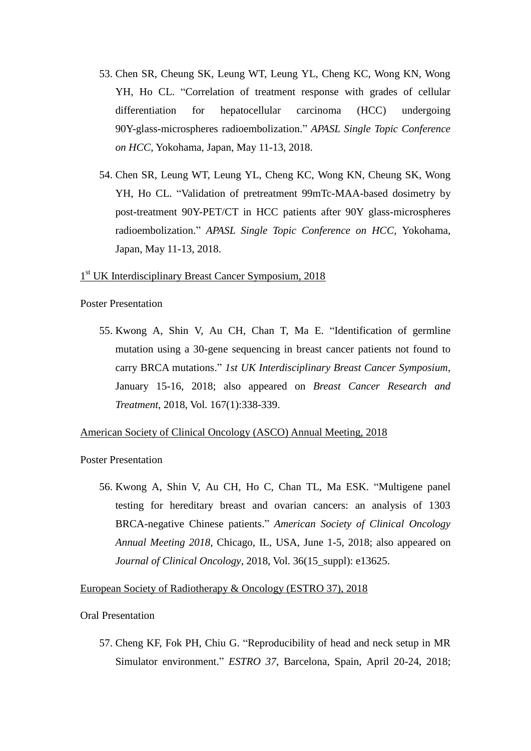53. Chen SR, Cheung SK, Leung WT, Leung YL, Cheng KC, Wong KN, Wong YH, Ho CL. "Correlation of treatment response with grades of cellular differentiation for hepatocellular carcinoma (HCC) undergoing 90Y-glass-microspheres radioembolization." *APASL Single Topic Conference on HCC*, Yokohama, Japan, May 11-13, 2018.

54. Chen SR, Leung WT, Leung YL, Cheng KC, Wong KN, Cheung SK, Wong YH, Ho CL. "Validation of pretreatment 99mTc-MAA-based dosimetry by post-treatment 90Y-PET/CT in HCC patients after 90Y glass-microspheres radioembolization." *APASL Single Topic Conference on HCC*, Yokohama, Japan, May 11-13, 2018.

<u>1st UK Interdisciplinary Breast Cancer Symposium, 2018</u>

Poster Presentation

55. Kwong A, Shin V, Au CH, Chan T, Ma E. "Identification of germline mutation using a 30-gene sequencing in breast cancer patients not found to carry BRCA mutations." *1st UK Interdisciplinary Breast Cancer Symposium*, January 15-16, 2018; also appeared on *Breast Cancer Research and Treatment*, 2018, Vol. 167(1):338-339.

<u>American Society of Clinical Oncology (ASCO) Annual Meeting, 2018</u>

Poster Presentation

56. Kwong A, Shin V, Au CH, Ho C, Chan TL, Ma ESK. "Multigene panel testing for hereditary breast and ovarian cancers: an analysis of 1303 BRCA-negative Chinese patients." *American Society of Clinical Oncology Annual Meeting 2018*, Chicago, IL, USA, June 1-5, 2018; also appeared on *Journal of Clinical Oncology*, 2018, Vol. 36(15_suppl): e13625.

<u>European Society of Radiotherapy & Oncology (ESTRO 37), 2018</u>

Oral Presentation

57. Cheng KF, Fok PH, Chiu G. "Reproducibility of head and neck setup in MR Simulator environment." *ESTRO 37*, Barcelona, Spain, April 20-24, 2018;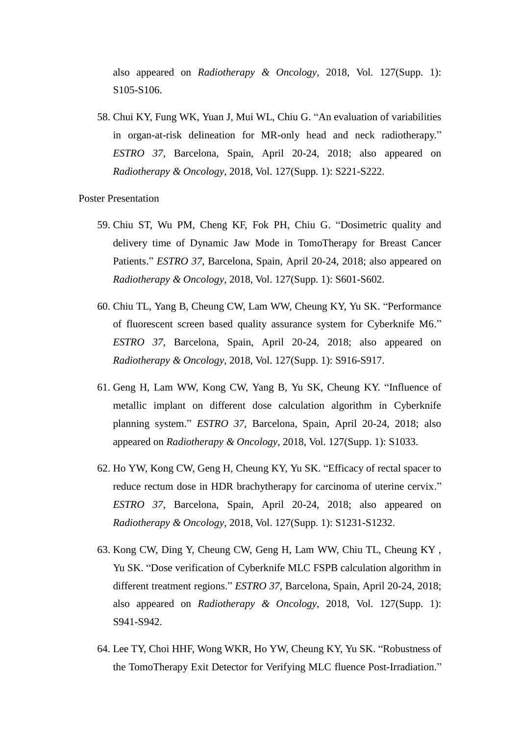also appeared on *Radiotherapy & Oncology*, 2018, Vol. 127(Supp. 1): S105-S106.

58. Chui KY, Fung WK, Yuan J, Mui WL, Chiu G. "An evaluation of variabilities in organ-at-risk delineation for MR-only head and neck radiotherapy." *ESTRO 37*, Barcelona, Spain, April 20-24, 2018; also appeared on *Radiotherapy & Oncology*, 2018, Vol. 127(Supp. 1): S221-S222.

Poster Presentation

59. Chiu ST, Wu PM, Cheng KF, Fok PH, Chiu G. "Dosimetric quality and delivery time of Dynamic Jaw Mode in TomoTherapy for Breast Cancer Patients." *ESTRO 37*, Barcelona, Spain, April 20-24, 2018; also appeared on *Radiotherapy & Oncology*, 2018, Vol. 127(Supp. 1): S601-S602.

60. Chiu TL, Yang B, Cheung CW, Lam WW, Cheung KY, Yu SK. "Performance of fluorescent screen based quality assurance system for Cyberknife M6." *ESTRO 37*, Barcelona, Spain, April 20-24, 2018; also appeared on *Radiotherapy & Oncology*, 2018, Vol. 127(Supp. 1): S916-S917.

61. Geng H, Lam WW, Kong CW, Yang B, Yu SK, Cheung KY. "Influence of metallic implant on different dose calculation algorithm in Cyberknife planning system." *ESTRO 37*, Barcelona, Spain, April 20-24, 2018; also appeared on *Radiotherapy & Oncology*, 2018, Vol. 127(Supp. 1): S1033.

62. Ho YW, Kong CW, Geng H, Cheung KY, Yu SK. "Efficacy of rectal spacer to reduce rectum dose in HDR brachytherapy for carcinoma of uterine cervix." *ESTRO 37*, Barcelona, Spain, April 20-24, 2018; also appeared on *Radiotherapy & Oncology*, 2018, Vol. 127(Supp. 1): S1231-S1232.

63. Kong CW, Ding Y, Cheung CW, Geng H, Lam WW, Chiu TL, Cheung KY , Yu SK. "Dose verification of Cyberknife MLC FSPB calculation algorithm in different treatment regions." *ESTRO 37*, Barcelona, Spain, April 20-24, 2018; also appeared on *Radiotherapy & Oncology*, 2018, Vol. 127(Supp. 1): S941-S942.

64. Lee TY, Choi HHF, Wong WKR, Ho YW, Cheung KY, Yu SK. "Robustness of the TomoTherapy Exit Detector for Verifying MLC fluence Post-Irradiation."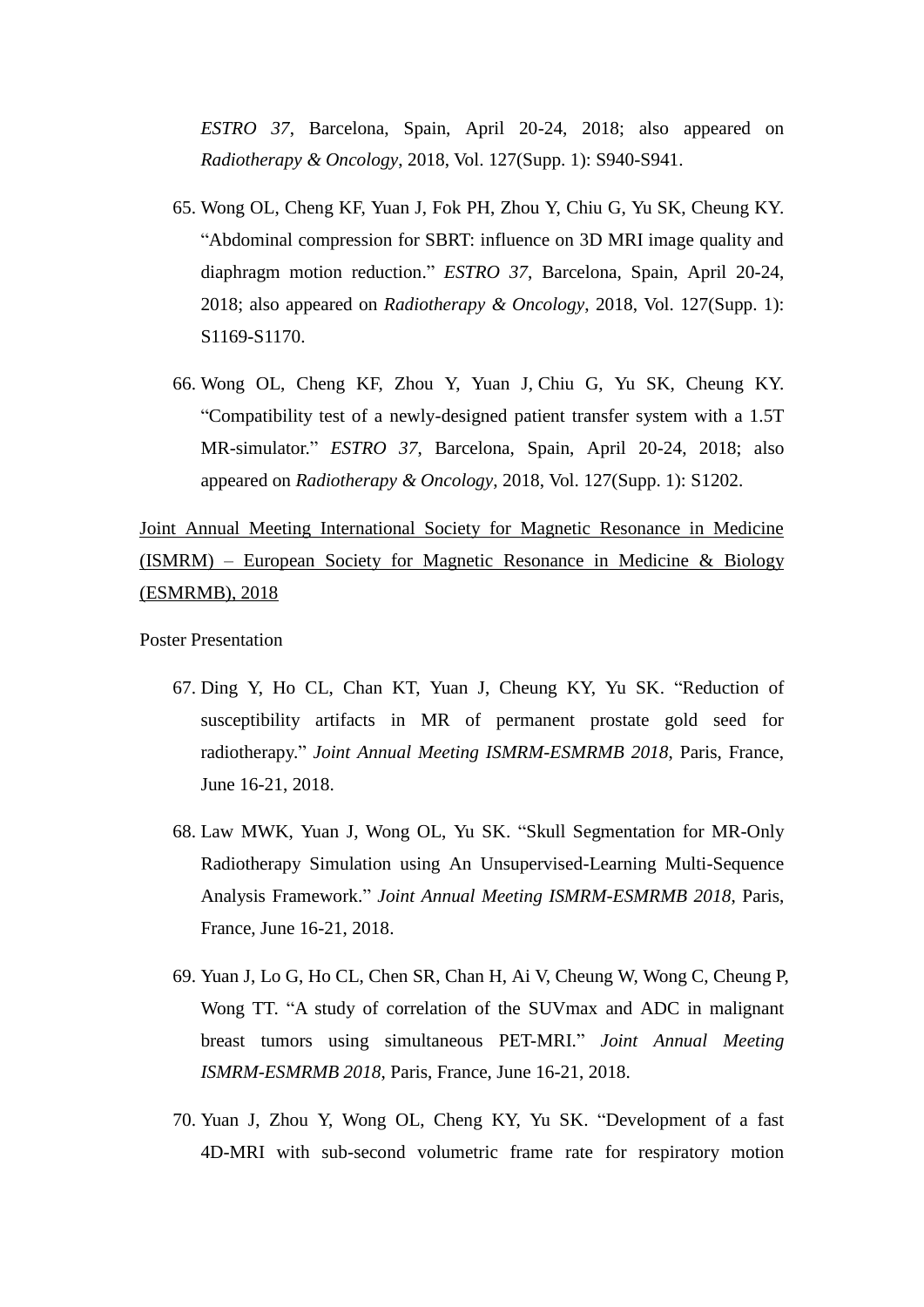*ESTRO 37*, Barcelona, Spain, April 20-24, 2018; also appeared on *Radiotherapy & Oncology*, 2018, Vol. 127(Supp. 1): S940-S941.

65. Wong OL, Cheng KF, Yuan J, Fok PH, Zhou Y, Chiu G, Yu SK, Cheung KY. "Abdominal compression for SBRT: influence on 3D MRI image quality and diaphragm motion reduction." *ESTRO 37*, Barcelona, Spain, April 20-24, 2018; also appeared on *Radiotherapy & Oncology*, 2018, Vol. 127(Supp. 1): S1169-S1170.

66. Wong OL, Cheng KF, Zhou Y, Yuan J, Chiu G, Yu SK, Cheung KY. "Compatibility test of a newly-designed patient transfer system with a 1.5T MR-simulator." *ESTRO 37*, Barcelona, Spain, April 20-24, 2018; also appeared on *Radiotherapy & Oncology*, 2018, Vol. 127(Supp. 1): S1202.

<u>Joint Annual Meeting International Society for Magnetic Resonance in Medicine (ISMRM) – European Society for Magnetic Resonance in Medicine & Biology (ESMRMB), 2018</u>

Poster Presentation

67. Ding Y, Ho CL, Chan KT, Yuan J, Cheung KY, Yu SK. "Reduction of susceptibility artifacts in MR of permanent prostate gold seed for radiotherapy." *Joint Annual Meeting ISMRM-ESMRMB 2018*, Paris, France, June 16-21, 2018.

68. Law MWK, Yuan J, Wong OL, Yu SK. "Skull Segmentation for MR-Only Radiotherapy Simulation using An Unsupervised-Learning Multi-Sequence Analysis Framework." *Joint Annual Meeting ISMRM-ESMRMB 2018*, Paris, France, June 16-21, 2018.

69. Yuan J, Lo G, Ho CL, Chen SR, Chan H, Ai V, Cheung W, Wong C, Cheung P, Wong TT. "A study of correlation of the SUVmax and ADC in malignant breast tumors using simultaneous PET-MRI." *Joint Annual Meeting ISMRM-ESMRMB 2018*, Paris, France, June 16-21, 2018.

70. Yuan J, Zhou Y, Wong OL, Cheng KY, Yu SK. "Development of a fast 4D-MRI with sub-second volumetric frame rate for respiratory motion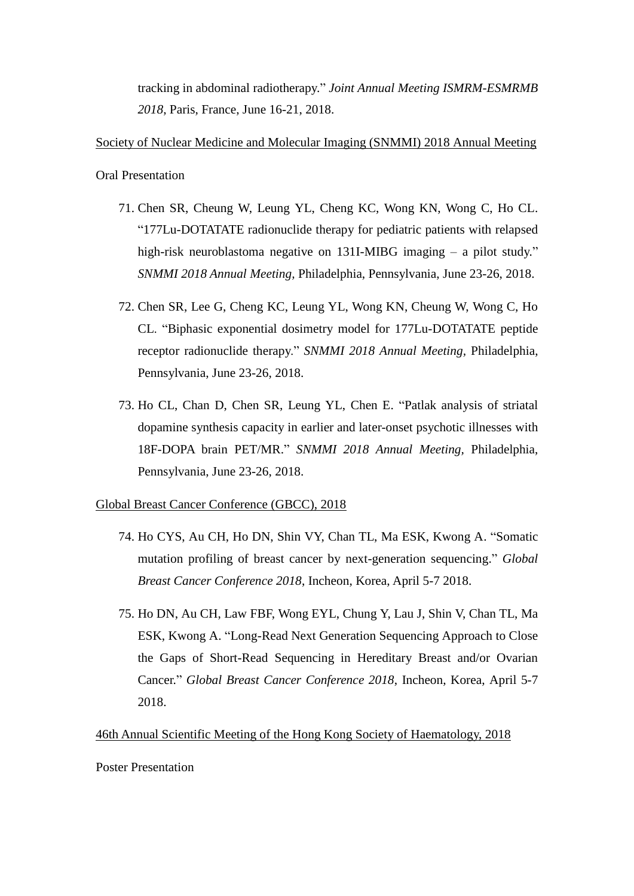tracking in abdominal radiotherapy." *Joint Annual Meeting ISMRM-ESMRMB 2018*, Paris, France, June 16-21, 2018.

<u>Society of Nuclear Medicine and Molecular Imaging (SNMMI) 2018 Annual Meeting</u>

Oral Presentation

71. Chen SR, Cheung W, Leung YL, Cheng KC, Wong KN, Wong C, Ho CL. "177Lu-DOTATATE radionuclide therapy for pediatric patients with relapsed high-risk neuroblastoma negative on 131I-MIBG imaging – a pilot study." *SNMMI 2018 Annual Meeting,* Philadelphia, Pennsylvania, June 23-26, 2018.

72. Chen SR, Lee G, Cheng KC, Leung YL, Wong KN, Cheung W, Wong C, Ho CL. "Biphasic exponential dosimetry model for 177Lu-DOTATATE peptide receptor radionuclide therapy." *SNMMI 2018 Annual Meeting,* Philadelphia, Pennsylvania, June 23-26, 2018.

73. Ho CL, Chan D, Chen SR, Leung YL, Chen E. "Patlak analysis of striatal dopamine synthesis capacity in earlier and later-onset psychotic illnesses with 18F-DOPA brain PET/MR." *SNMMI 2018 Annual Meeting,* Philadelphia, Pennsylvania, June 23-26, 2018.

<u>Global Breast Cancer Conference (GBCC), 2018</u>

74. Ho CYS, Au CH, Ho DN, Shin VY, Chan TL, Ma ESK, Kwong A. "Somatic mutation profiling of breast cancer by next-generation sequencing." *Global Breast Cancer Conference 2018*, Incheon, Korea, April 5-7 2018.

75. Ho DN, Au CH, Law FBF, Wong EYL, Chung Y, Lau J, Shin V, Chan TL, Ma ESK, Kwong A. "Long-Read Next Generation Sequencing Approach to Close the Gaps of Short-Read Sequencing in Hereditary Breast and/or Ovarian Cancer." *Global Breast Cancer Conference 2018*, Incheon, Korea, April 5-7 2018.

<u>46th Annual Scientific Meeting of the Hong Kong Society of Haematology, 2018</u>

Poster Presentation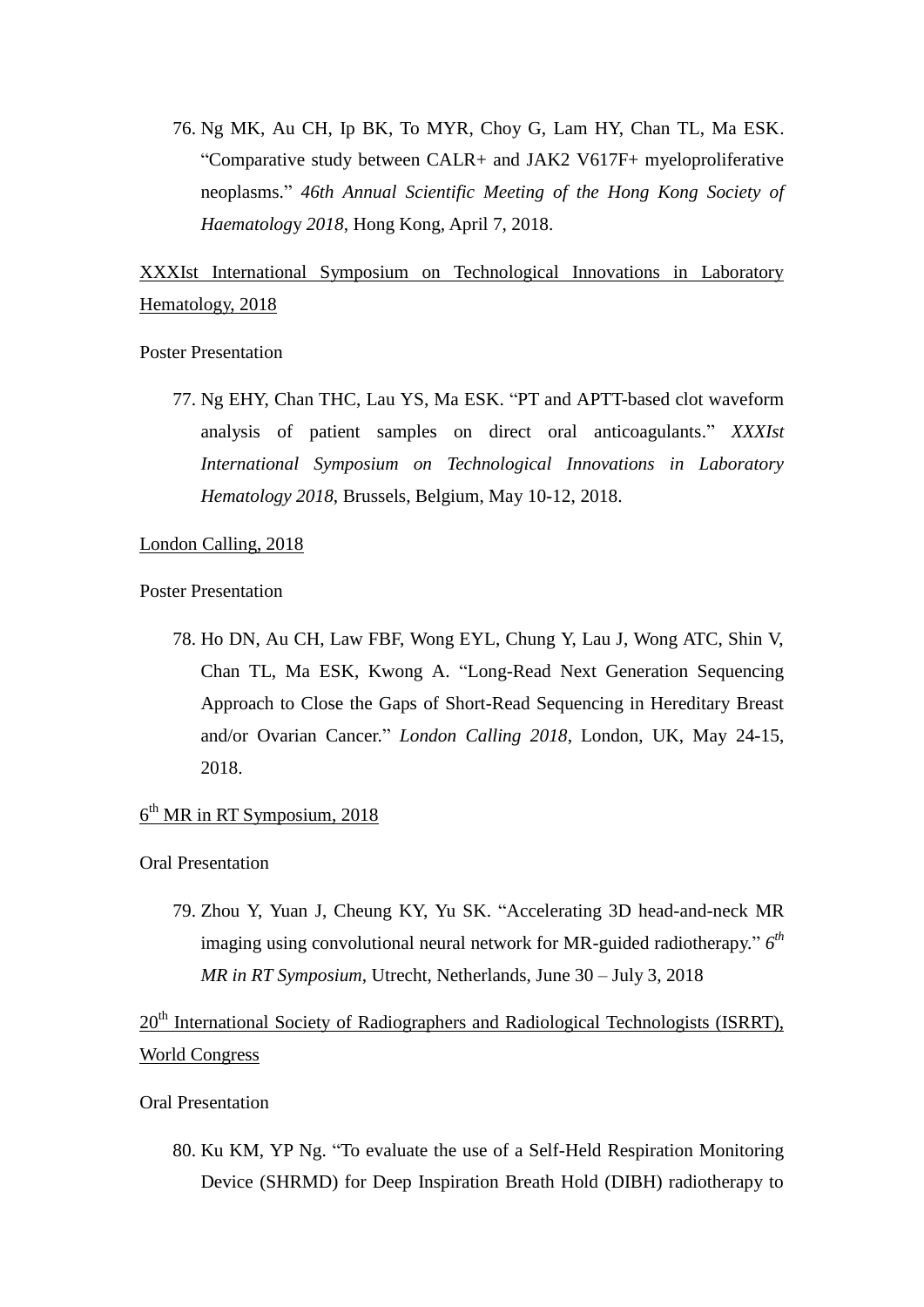76. Ng MK, Au CH, Ip BK, To MYR, Choy G, Lam HY, Chan TL, Ma ESK. "Comparative study between CALR+ and JAK2 V617F+ myeloproliferative neoplasms." *46th Annual Scientific Meeting of the Hong Kong Society of Haematology 2018*, Hong Kong, April 7, 2018.

<u>XXXIst International Symposium on Technological Innovations in Laboratory Hematology, 2018</u>

Poster Presentation

77. Ng EHY, Chan THC, Lau YS, Ma ESK. "PT and APTT-based clot waveform analysis of patient samples on direct oral anticoagulants." *XXXIst International Symposium on Technological Innovations in Laboratory Hematology 2018*, Brussels, Belgium, May 10-12, 2018.

<u>London Calling, 2018</u>

Poster Presentation

78. Ho DN, Au CH, Law FBF, Wong EYL, Chung Y, Lau J, Wong ATC, Shin V, Chan TL, Ma ESK, Kwong A. "Long-Read Next Generation Sequencing Approach to Close the Gaps of Short-Read Sequencing in Hereditary Breast and/or Ovarian Cancer." *London Calling 2018*, London, UK, May 24-15, 2018.

<u>6th MR in RT Symposium, 2018</u>

Oral Presentation

79. Zhou Y, Yuan J, Cheung KY, Yu SK. "Accelerating 3D head-and-neck MR imaging using convolutional neural network for MR-guided radiotherapy." *6th MR in RT Symposium*, Utrecht, Netherlands, June 30 – July 3, 2018

<u>20th International Society of Radiographers and Radiological Technologists (ISRRT), World Congress</u>

Oral Presentation

80. Ku KM, YP Ng. "To evaluate the use of a Self-Held Respiration Monitoring Device (SHRMD) for Deep Inspiration Breath Hold (DIBH) radiotherapy to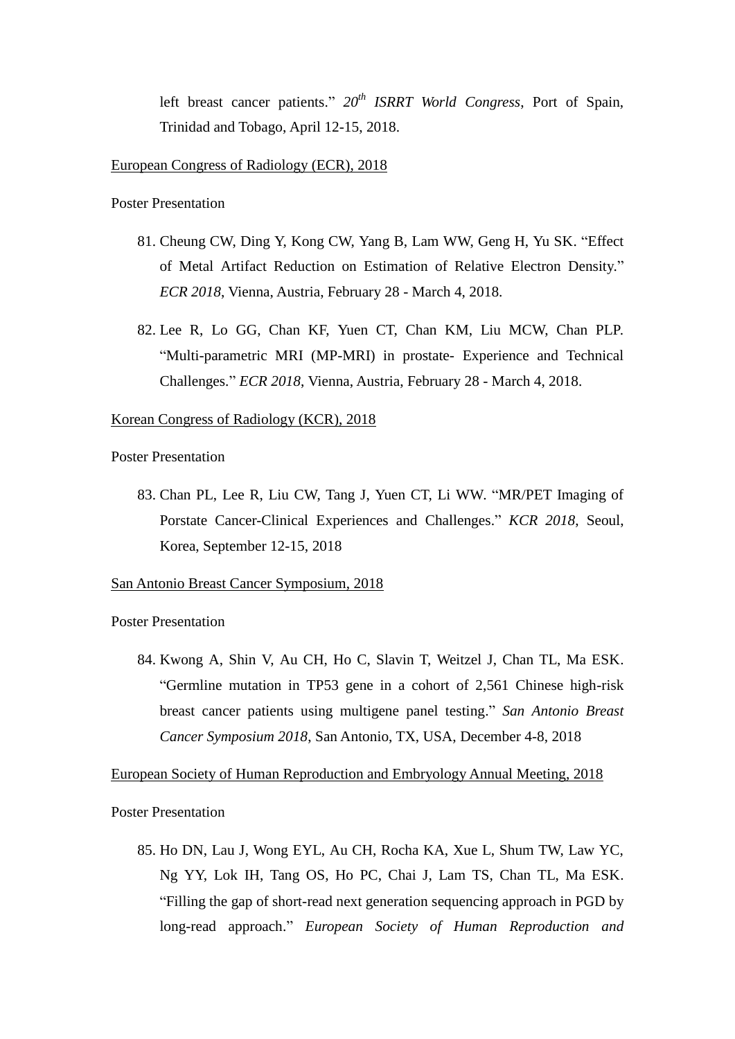left breast cancer patients." *20$^{th}$ ISRRT World Congress*, Port of Spain, Trinidad and Tobago, April 12-15, 2018.

European Congress of Radiology (ECR), 2018

Poster Presentation

81. Cheung CW, Ding Y, Kong CW, Yang B, Lam WW, Geng H, Yu SK. "Effect of Metal Artifact Reduction on Estimation of Relative Electron Density." *ECR 2018*, Vienna, Austria, February 28 - March 4, 2018.

82. Lee R, Lo GG, Chan KF, Yuen CT, Chan KM, Liu MCW, Chan PLP. "Multi-parametric MRI (MP-MRI) in prostate- Experience and Technical Challenges." *ECR 2018*, Vienna, Austria, February 28 - March 4, 2018.

Korean Congress of Radiology (KCR), 2018

Poster Presentation

83. Chan PL, Lee R, Liu CW, Tang J, Yuen CT, Li WW. "MR/PET Imaging of Porstate Cancer-Clinical Experiences and Challenges." *KCR 2018*, Seoul, Korea, September 12-15, 2018

San Antonio Breast Cancer Symposium, 2018

Poster Presentation

84. Kwong A, Shin V, Au CH, Ho C, Slavin T, Weitzel J, Chan TL, Ma ESK. "Germline mutation in TP53 gene in a cohort of 2,561 Chinese high-risk breast cancer patients using multigene panel testing." *San Antonio Breast Cancer Symposium 2018*, San Antonio, TX, USA, December 4-8, 2018

European Society of Human Reproduction and Embryology Annual Meeting, 2018

Poster Presentation

85. Ho DN, Lau J, Wong EYL, Au CH, Rocha KA, Xue L, Shum TW, Law YC, Ng YY, Lok IH, Tang OS, Ho PC, Chai J, Lam TS, Chan TL, Ma ESK. "Filling the gap of short-read next generation sequencing approach in PGD by long-read approach." *European Society of Human Reproduction and*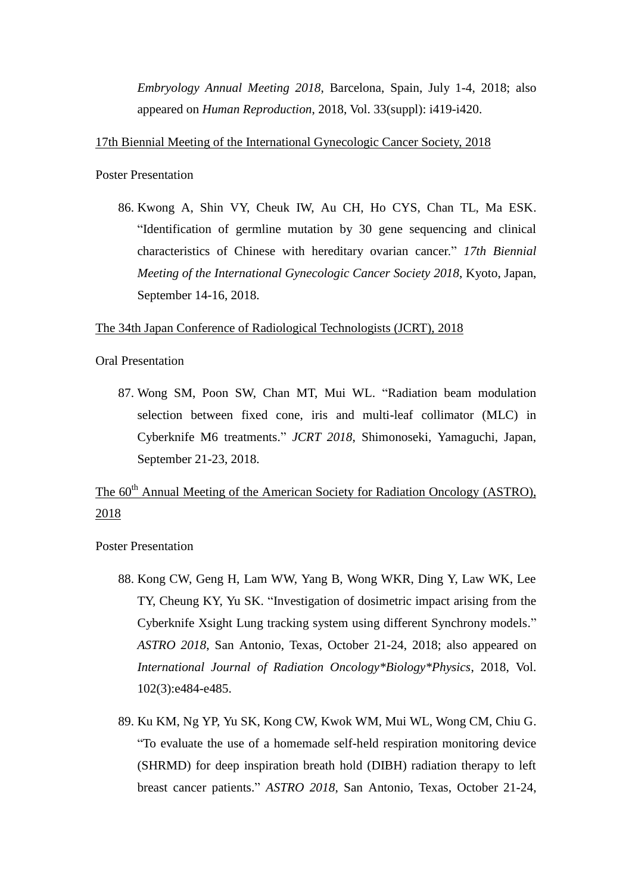*Embryology Annual Meeting 2018*, Barcelona, Spain, July 1-4, 2018; also appeared on *Human Reproduction*, 2018, Vol. 33(suppl): i419-i420.

<u>17th Biennial Meeting of the International Gynecologic Cancer Society, 2018</u>

Poster Presentation

86. Kwong A, Shin VY, Cheuk IW, Au CH, Ho CYS, Chan TL, Ma ESK. "Identification of germline mutation by 30 gene sequencing and clinical characteristics of Chinese with hereditary ovarian cancer." *17th Biennial Meeting of the International Gynecologic Cancer Society 2018*, Kyoto, Japan, September 14-16, 2018.

<u>The 34th Japan Conference of Radiological Technologists (JCRT), 2018</u>

Oral Presentation

87. Wong SM, Poon SW, Chan MT, Mui WL. "Radiation beam modulation selection between fixed cone, iris and multi-leaf collimator (MLC) in Cyberknife M6 treatments." *JCRT 2018*, Shimonoseki, Yamaguchi, Japan, September 21-23, 2018.

<u>The 60th Annual Meeting of the American Society for Radiation Oncology (ASTRO), 2018</u>

Poster Presentation

88. Kong CW, Geng H, Lam WW, Yang B, Wong WKR, Ding Y, Law WK, Lee TY, Cheung KY, Yu SK. "Investigation of dosimetric impact arising from the Cyberknife Xsight Lung tracking system using different Synchrony models." *ASTRO 2018*, San Antonio, Texas, October 21-24, 2018; also appeared on *International Journal of Radiation Oncology*Biology*Physics*, 2018, Vol. 102(3):e484-e485.

89. Ku KM, Ng YP, Yu SK, Kong CW, Kwok WM, Mui WL, Wong CM, Chiu G. "To evaluate the use of a homemade self-held respiration monitoring device (SHRMD) for deep inspiration breath hold (DIBH) radiation therapy to left breast cancer patients." *ASTRO 2018*, San Antonio, Texas, October 21-24,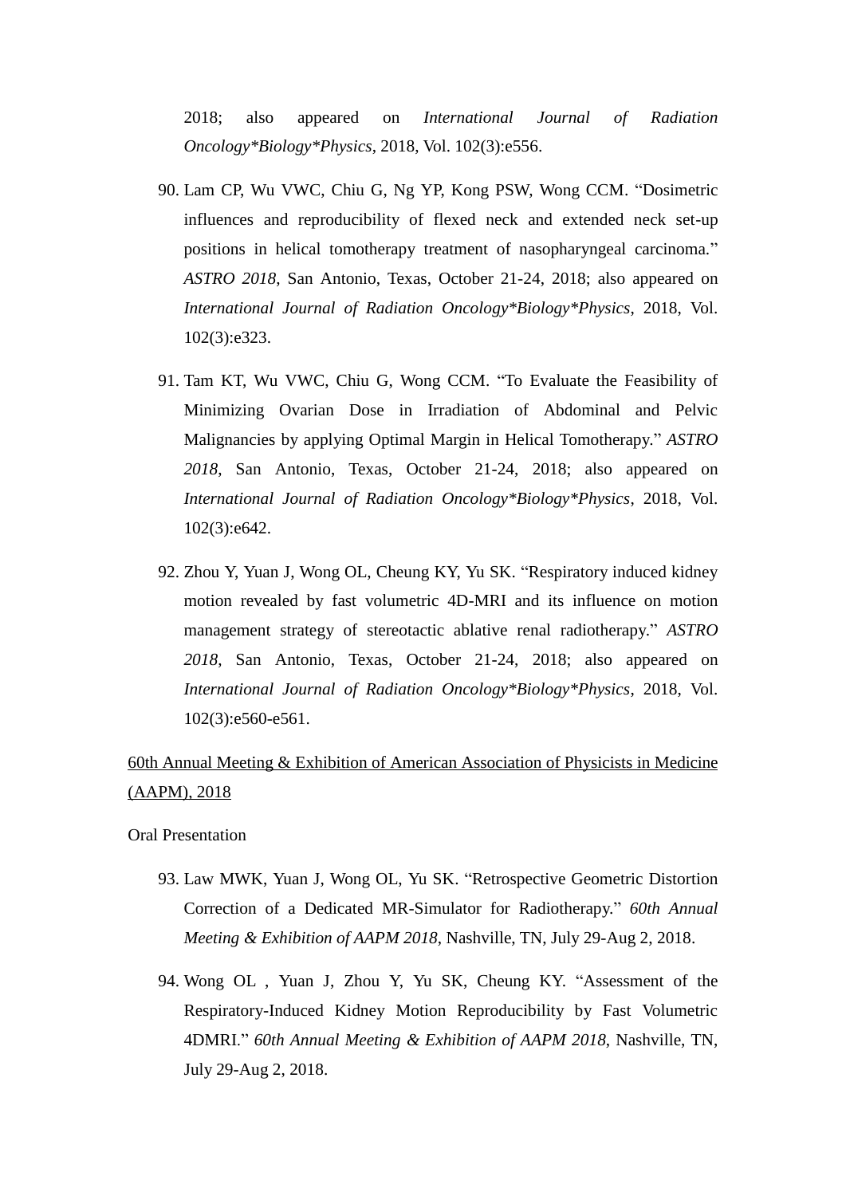2018; also appeared on *International Journal of Radiation Oncology*Biology*Physics*, 2018, Vol. 102(3):e556.

90. Lam CP, Wu VWC, Chiu G, Ng YP, Kong PSW, Wong CCM. "Dosimetric influences and reproducibility of flexed neck and extended neck set-up positions in helical tomotherapy treatment of nasopharyngeal carcinoma." *ASTRO 2018*, San Antonio, Texas, October 21-24, 2018; also appeared on *International Journal of Radiation Oncology*Biology*Physics*, 2018, Vol. 102(3):e323.

91. Tam KT, Wu VWC, Chiu G, Wong CCM. "To Evaluate the Feasibility of Minimizing Ovarian Dose in Irradiation of Abdominal and Pelvic Malignancies by applying Optimal Margin in Helical Tomotherapy." *ASTRO 2018*, San Antonio, Texas, October 21-24, 2018; also appeared on *International Journal of Radiation Oncology*Biology*Physics*, 2018, Vol. 102(3):e642.

92. Zhou Y, Yuan J, Wong OL, Cheung KY, Yu SK. "Respiratory induced kidney motion revealed by fast volumetric 4D-MRI and its influence on motion management strategy of stereotactic ablative renal radiotherapy." *ASTRO 2018*, San Antonio, Texas, October 21-24, 2018; also appeared on *International Journal of Radiation Oncology*Biology*Physics*, 2018, Vol. 102(3):e560-e561.

<u>60th Annual Meeting & Exhibition of American Association of Physicists in Medicine (AAPM), 2018</u>

Oral Presentation

93. Law MWK, Yuan J, Wong OL, Yu SK. "Retrospective Geometric Distortion Correction of a Dedicated MR-Simulator for Radiotherapy." *60th Annual Meeting & Exhibition of AAPM 2018*, Nashville, TN, July 29-Aug 2, 2018.

94. Wong OL , Yuan J, Zhou Y, Yu SK, Cheung KY. "Assessment of the Respiratory-Induced Kidney Motion Reproducibility by Fast Volumetric 4DMRI." *60th Annual Meeting & Exhibition of AAPM 2018*, Nashville, TN, July 29-Aug 2, 2018.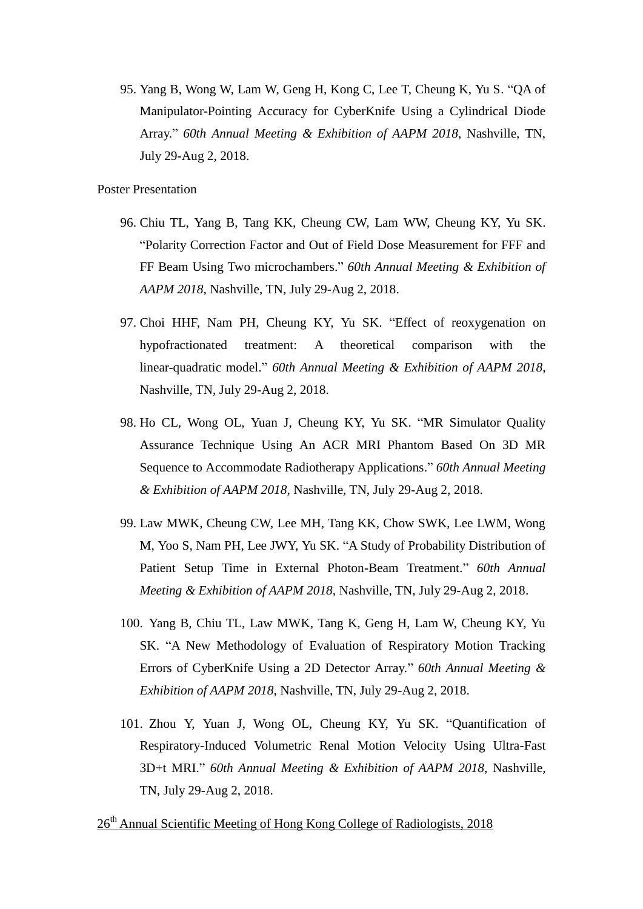95. Yang B, Wong W, Lam W, Geng H, Kong C, Lee T, Cheung K, Yu S. "QA of Manipulator-Pointing Accuracy for CyberKnife Using a Cylindrical Diode Array." *60th Annual Meeting & Exhibition of AAPM 2018*, Nashville, TN, July 29-Aug 2, 2018.

Poster Presentation

96. Chiu TL, Yang B, Tang KK, Cheung CW, Lam WW, Cheung KY, Yu SK. "Polarity Correction Factor and Out of Field Dose Measurement for FFF and FF Beam Using Two microchambers." *60th Annual Meeting & Exhibition of AAPM 2018*, Nashville, TN, July 29-Aug 2, 2018.

97. Choi HHF, Nam PH, Cheung KY, Yu SK. "Effect of reoxygenation on hypofractionated treatment: A theoretical comparison with the linear-quadratic model." *60th Annual Meeting & Exhibition of AAPM 2018*, Nashville, TN, July 29-Aug 2, 2018.

98. Ho CL, Wong OL, Yuan J, Cheung KY, Yu SK. "MR Simulator Quality Assurance Technique Using An ACR MRI Phantom Based On 3D MR Sequence to Accommodate Radiotherapy Applications." *60th Annual Meeting & Exhibition of AAPM 2018*, Nashville, TN, July 29-Aug 2, 2018.

99. Law MWK, Cheung CW, Lee MH, Tang KK, Chow SWK, Lee LWM, Wong M, Yoo S, Nam PH, Lee JWY, Yu SK. "A Study of Probability Distribution of Patient Setup Time in External Photon-Beam Treatment." *60th Annual Meeting & Exhibition of AAPM 2018*, Nashville, TN, July 29-Aug 2, 2018.

100. Yang B, Chiu TL, Law MWK, Tang K, Geng H, Lam W, Cheung KY, Yu SK. "A New Methodology of Evaluation of Respiratory Motion Tracking Errors of CyberKnife Using a 2D Detector Array." *60th Annual Meeting & Exhibition of AAPM 2018*, Nashville, TN, July 29-Aug 2, 2018.

101. Zhou Y, Yuan J, Wong OL, Cheung KY, Yu SK. "Quantification of Respiratory-Induced Volumetric Renal Motion Velocity Using Ultra-Fast 3D+t MRI." *60th Annual Meeting & Exhibition of AAPM 2018*, Nashville, TN, July 29-Aug 2, 2018.

26th Annual Scientific Meeting of Hong Kong College of Radiologists, 2018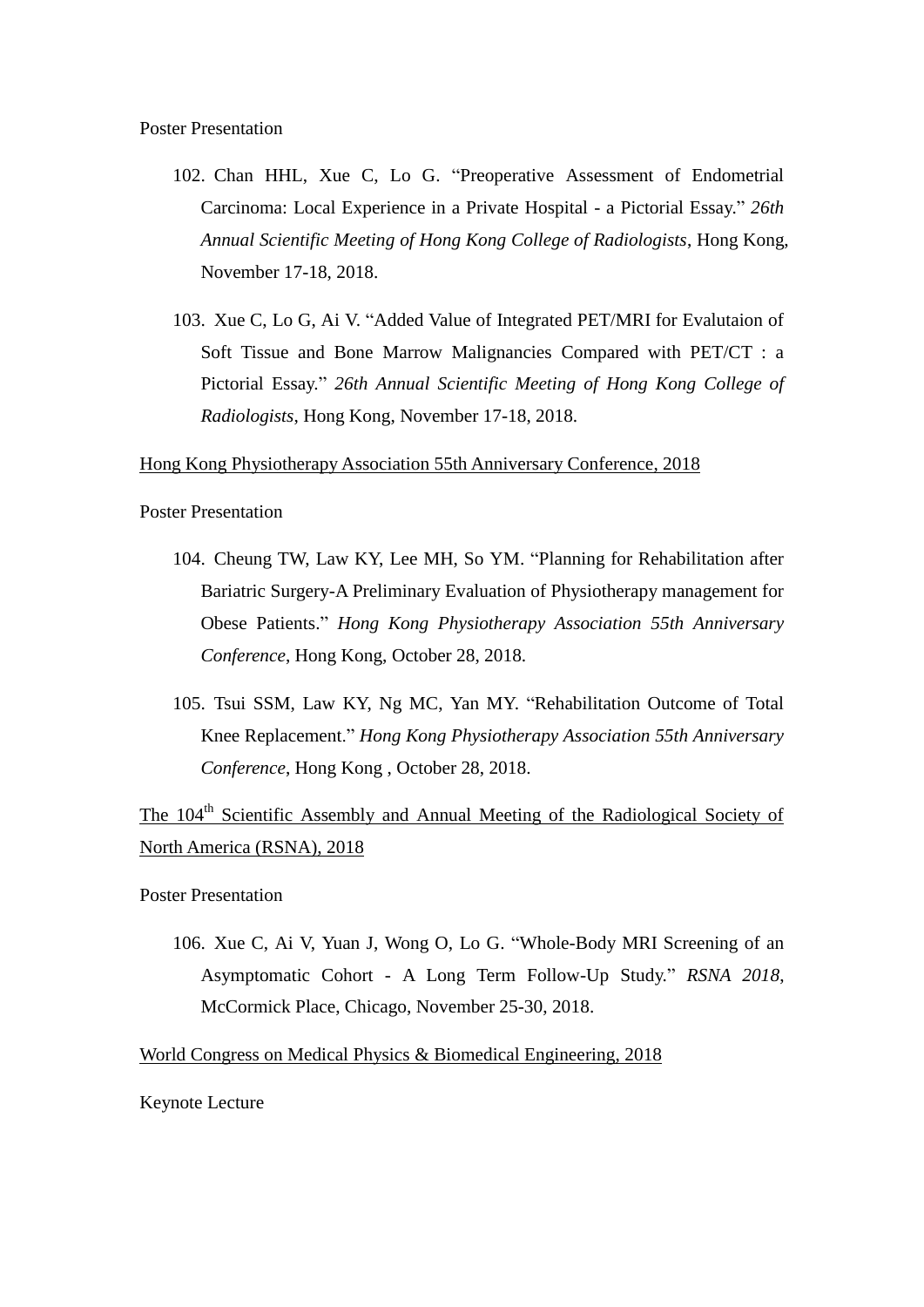Poster Presentation

102. Chan HHL, Xue C, Lo G. "Preoperative Assessment of Endometrial Carcinoma: Local Experience in a Private Hospital - a Pictorial Essay." *26th Annual Scientific Meeting of Hong Kong College of Radiologists*, Hong Kong, November 17-18, 2018.

103. Xue C, Lo G, Ai V. "Added Value of Integrated PET/MRI for Evalutaion of Soft Tissue and Bone Marrow Malignancies Compared with PET/CT : a Pictorial Essay." *26th Annual Scientific Meeting of Hong Kong College of Radiologists*, Hong Kong, November 17-18, 2018.

<u>Hong Kong Physiotherapy Association 55th Anniversary Conference, 2018</u>

Poster Presentation

104. Cheung TW, Law KY, Lee MH, So YM. "Planning for Rehabilitation after Bariatric Surgery-A Preliminary Evaluation of Physiotherapy management for Obese Patients." *Hong Kong Physiotherapy Association 55th Anniversary Conference*, Hong Kong, October 28, 2018.

105. Tsui SSM, Law KY, Ng MC, Yan MY. "Rehabilitation Outcome of Total Knee Replacement." *Hong Kong Physiotherapy Association 55th Anniversary Conference*, Hong Kong , October 28, 2018.

<u>The 104th Scientific Assembly and Annual Meeting of the Radiological Society of North America (RSNA), 2018</u>

Poster Presentation

106. Xue C, Ai V, Yuan J, Wong O, Lo G. "Whole-Body MRI Screening of an Asymptomatic Cohort - A Long Term Follow-Up Study." *RSNA 2018*, McCormick Place, Chicago, November 25-30, 2018.

<u>World Congress on Medical Physics & Biomedical Engineering, 2018</u>

Keynote Lecture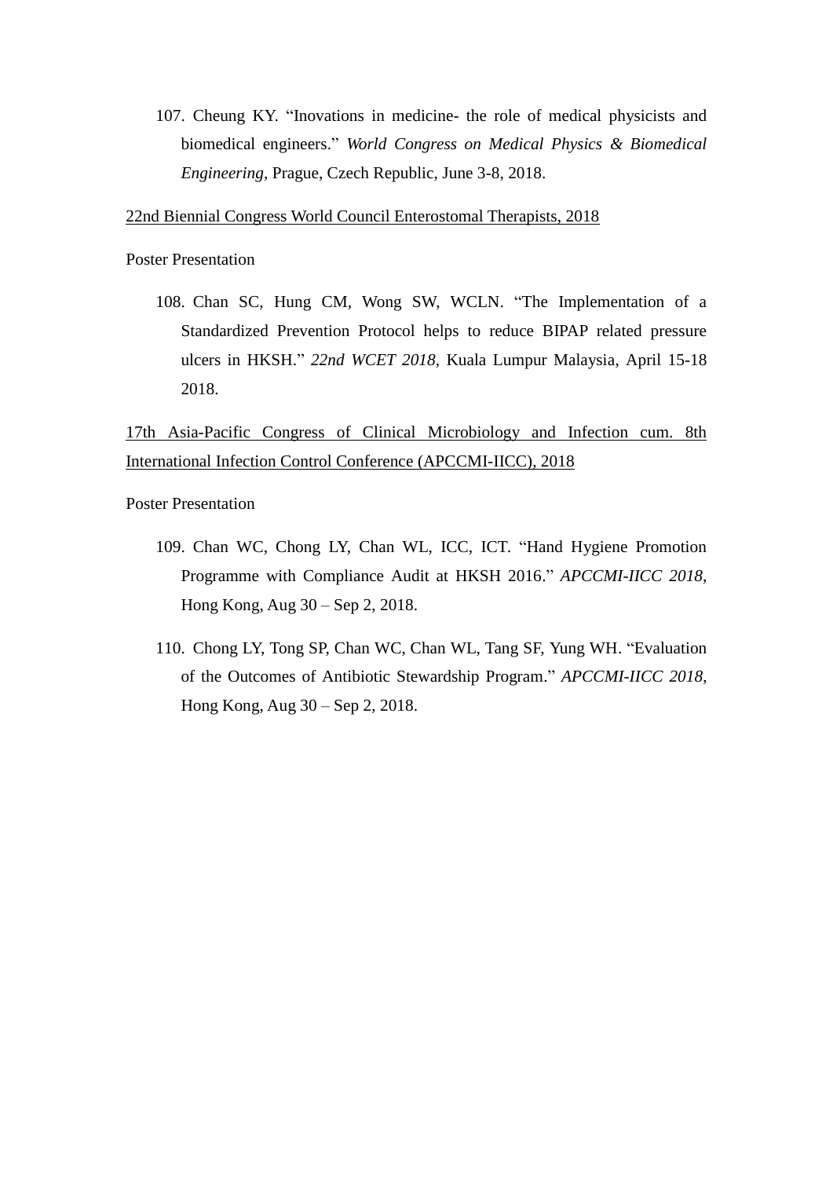107. Cheung KY. "Inovations in medicine- the role of medical physicists and biomedical engineers." *World Congress on Medical Physics & Biomedical Engineering*, Prague, Czech Republic, June 3-8, 2018.

<u>22nd Biennial Congress World Council Enterostomal Therapists, 2018</u>

Poster Presentation

108. Chan SC, Hung CM, Wong SW, WCLN. "The Implementation of a Standardized Prevention Protocol helps to reduce BIPAP related pressure ulcers in HKSH." *22nd WCET 2018*, Kuala Lumpur Malaysia, April 15-18 2018.

<u>17th Asia-Pacific Congress of Clinical Microbiology and Infection cum. 8th International Infection Control Conference (APCCMI-IICC), 2018</u>

Poster Presentation

109. Chan WC, Chong LY, Chan WL, ICC, ICT. "Hand Hygiene Promotion Programme with Compliance Audit at HKSH 2016." *APCCMI-IICC 2018*, Hong Kong, Aug 30 – Sep 2, 2018.

110. Chong LY, Tong SP, Chan WC, Chan WL, Tang SF, Yung WH. "Evaluation of the Outcomes of Antibiotic Stewardship Program." *APCCMI-IICC 2018*, Hong Kong, Aug 30 – Sep 2, 2018.